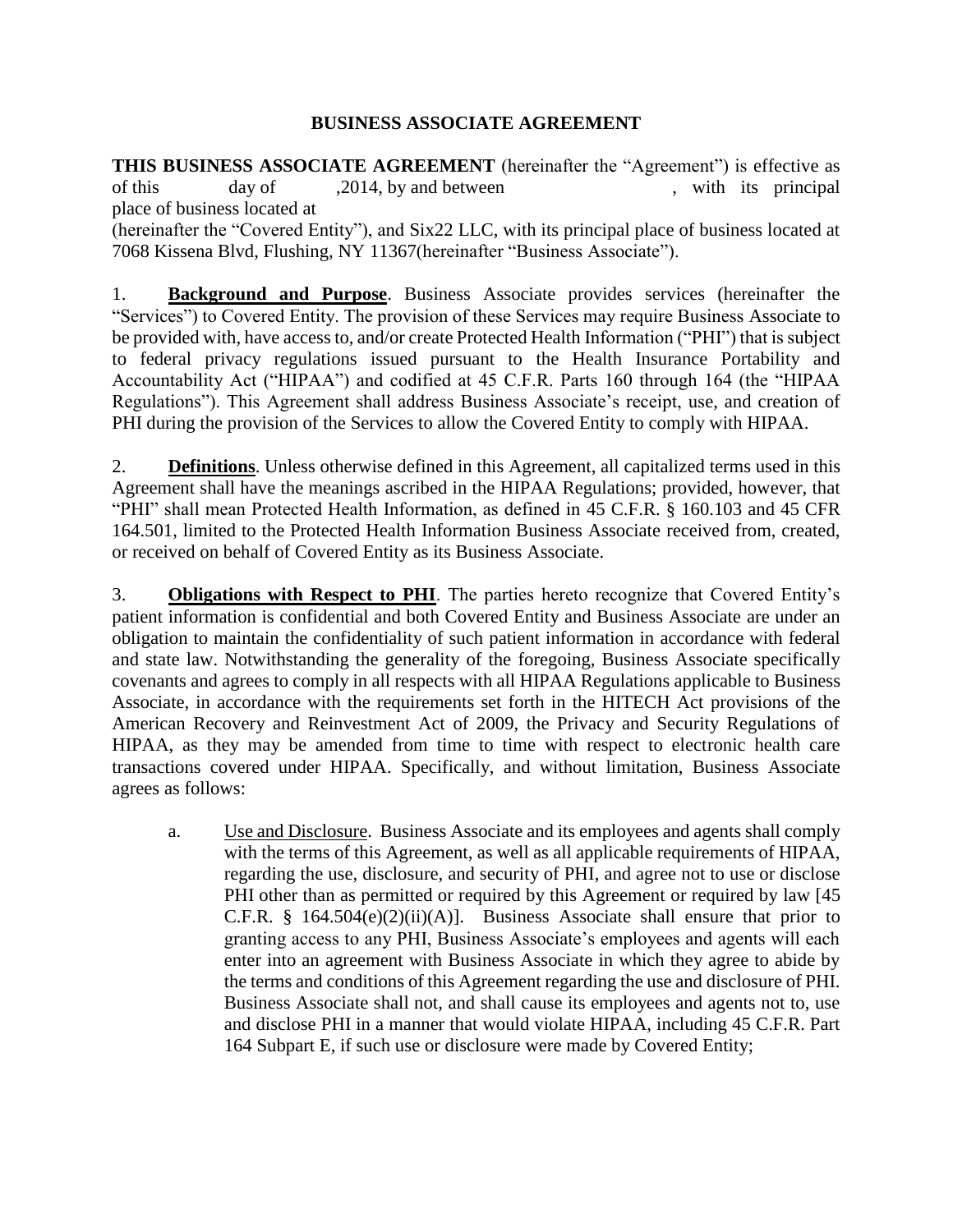# BUSINESS ASSOCIATE AGREEMENT

**THIS BUSINESS ASSOCIATE AGREEMENT** (hereinafter the "Agreement") is effective as of this day of ,2014, by and between , with its principal place of business located at (hereinafter the "Covered Entity"), and Six22 LLC, with its principal place of business located at 7068 Kissena Blvd, Flushing, NY 11367(hereinafter "Business Associate").

1. **Background and Purpose**. Business Associate provides services (hereinafter the "Services") to Covered Entity. The provision of these Services may require Business Associate to be provided with, have access to, and/or create Protected Health Information ("PHI") that is subject to federal privacy regulations issued pursuant to the Health Insurance Portability and Accountability Act ("HIPAA") and codified at 45 C.F.R. Parts 160 through 164 (the "HIPAA Regulations"). This Agreement shall address Business Associate's receipt, use, and creation of PHI during the provision of the Services to allow the Covered Entity to comply with HIPAA.

2. **Definitions**. Unless otherwise defined in this Agreement, all capitalized terms used in this Agreement shall have the meanings ascribed in the HIPAA Regulations; provided, however, that "PHI" shall mean Protected Health Information, as defined in 45 C.F.R. § 160.103 and 45 CFR 164.501, limited to the Protected Health Information Business Associate received from, created, or received on behalf of Covered Entity as its Business Associate.

3. **Obligations with Respect to PHI**. The parties hereto recognize that Covered Entity's patient information is confidential and both Covered Entity and Business Associate are under an obligation to maintain the confidentiality of such patient information in accordance with federal and state law. Notwithstanding the generality of the foregoing, Business Associate specifically covenants and agrees to comply in all respects with all HIPAA Regulations applicable to Business Associate, in accordance with the requirements set forth in the HITECH Act provisions of the American Recovery and Reinvestment Act of 2009, the Privacy and Security Regulations of HIPAA, as they may be amended from time to time with respect to electronic health care transactions covered under HIPAA. Specifically, and without limitation, Business Associate agrees as follows:

   a. Use and Disclosure. Business Associate and its employees and agents shall comply with the terms of this Agreement, as well as all applicable requirements of HIPAA, regarding the use, disclosure, and security of PHI, and agree not to use or disclose PHI other than as permitted or required by this Agreement or required by law [45 C.F.R. § 164.504(e)(2)(ii)(A)]. Business Associate shall ensure that prior to granting access to any PHI, Business Associate's employees and agents will each enter into an agreement with Business Associate in which they agree to abide by the terms and conditions of this Agreement regarding the use and disclosure of PHI. Business Associate shall not, and shall cause its employees and agents not to, use and disclose PHI in a manner that would violate HIPAA, including 45 C.F.R. Part 164 Subpart E, if such use or disclosure were made by Covered Entity;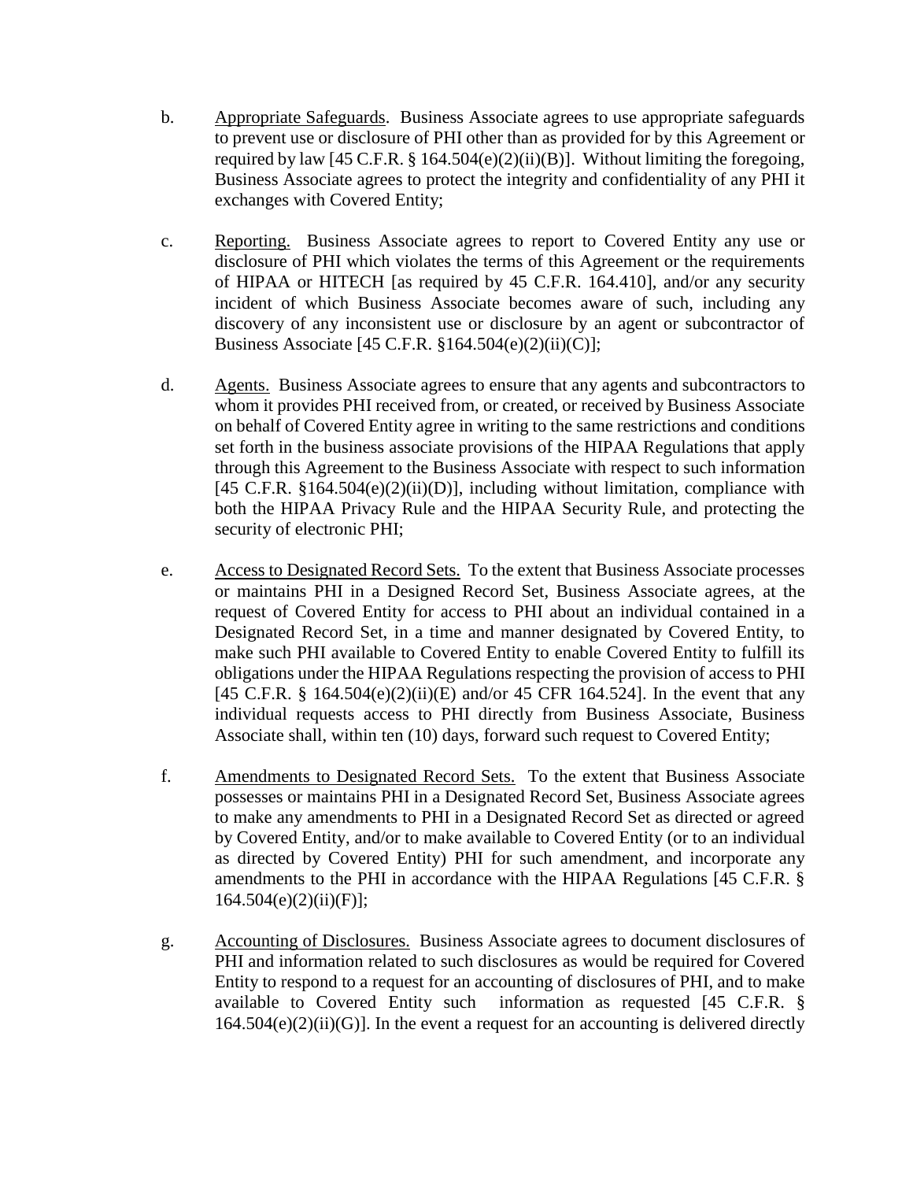b. <u>Appropriate Safeguards</u>. Business Associate agrees to use appropriate safeguards to prevent use or disclosure of PHI other than as provided for by this Agreement or required by law [45 C.F.R. § 164.504(e)(2)(ii)(B)]. Without limiting the foregoing, Business Associate agrees to protect the integrity and confidentiality of any PHI it exchanges with Covered Entity;

c. <u>Reporting.</u> Business Associate agrees to report to Covered Entity any use or disclosure of PHI which violates the terms of this Agreement or the requirements of HIPAA or HITECH [as required by 45 C.F.R. 164.410], and/or any security incident of which Business Associate becomes aware of such, including any discovery of any inconsistent use or disclosure by an agent or subcontractor of Business Associate [45 C.F.R. §164.504(e)(2)(ii)(C)];

d. <u>Agents.</u> Business Associate agrees to ensure that any agents and subcontractors to whom it provides PHI received from, or created, or received by Business Associate on behalf of Covered Entity agree in writing to the same restrictions and conditions set forth in the business associate provisions of the HIPAA Regulations that apply through this Agreement to the Business Associate with respect to such information [45 C.F.R. §164.504(e)(2)(ii)(D)], including without limitation, compliance with both the HIPAA Privacy Rule and the HIPAA Security Rule, and protecting the security of electronic PHI;

e. <u>Access to Designated Record Sets.</u> To the extent that Business Associate processes or maintains PHI in a Designed Record Set, Business Associate agrees, at the request of Covered Entity for access to PHI about an individual contained in a Designated Record Set, in a time and manner designated by Covered Entity, to make such PHI available to Covered Entity to enable Covered Entity to fulfill its obligations under the HIPAA Regulations respecting the provision of access to PHI [45 C.F.R. § 164.504(e)(2)(ii)(E) and/or 45 CFR 164.524]. In the event that any individual requests access to PHI directly from Business Associate, Business Associate shall, within ten (10) days, forward such request to Covered Entity;

f. <u>Amendments to Designated Record Sets.</u> To the extent that Business Associate possesses or maintains PHI in a Designated Record Set, Business Associate agrees to make any amendments to PHI in a Designated Record Set as directed or agreed by Covered Entity, and/or to make available to Covered Entity (or to an individual as directed by Covered Entity) PHI for such amendment, and incorporate any amendments to the PHI in accordance with the HIPAA Regulations [45 C.F.R. § 164.504(e)(2)(ii)(F)];

g. <u>Accounting of Disclosures.</u> Business Associate agrees to document disclosures of PHI and information related to such disclosures as would be required for Covered Entity to respond to a request for an accounting of disclosures of PHI, and to make available to Covered Entity such information as requested [45 C.F.R. § 164.504(e)(2)(ii)(G)]. In the event a request for an accounting is delivered directly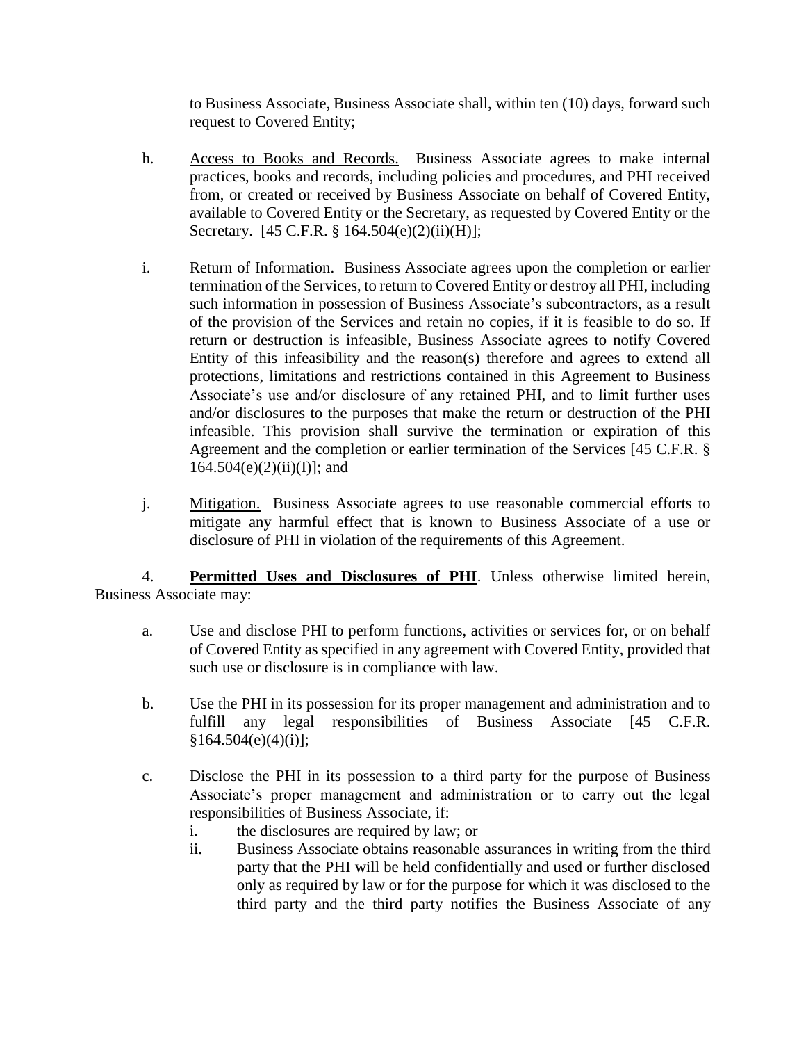to Business Associate, Business Associate shall, within ten (10) days, forward such request to Covered Entity;

h. Access to Books and Records. Business Associate agrees to make internal practices, books and records, including policies and procedures, and PHI received from, or created or received by Business Associate on behalf of Covered Entity, available to Covered Entity or the Secretary, as requested by Covered Entity or the Secretary. [45 C.F.R. § 164.504(e)(2)(ii)(H)];

i. Return of Information. Business Associate agrees upon the completion or earlier termination of the Services, to return to Covered Entity or destroy all PHI, including such information in possession of Business Associate's subcontractors, as a result of the provision of the Services and retain no copies, if it is feasible to do so. If return or destruction is infeasible, Business Associate agrees to notify Covered Entity of this infeasibility and the reason(s) therefore and agrees to extend all protections, limitations and restrictions contained in this Agreement to Business Associate's use and/or disclosure of any retained PHI, and to limit further uses and/or disclosures to the purposes that make the return or destruction of the PHI infeasible. This provision shall survive the termination or expiration of this Agreement and the completion or earlier termination of the Services [45 C.F.R. § 164.504(e)(2)(ii)(I)]; and

j. Mitigation. Business Associate agrees to use reasonable commercial efforts to mitigate any harmful effect that is known to Business Associate of a use or disclosure of PHI in violation of the requirements of this Agreement.

4. **Permitted Uses and Disclosures of PHI**. Unless otherwise limited herein, Business Associate may:

a. Use and disclose PHI to perform functions, activities or services for, or on behalf of Covered Entity as specified in any agreement with Covered Entity, provided that such use or disclosure is in compliance with law.

b. Use the PHI in its possession for its proper management and administration and to fulfill any legal responsibilities of Business Associate [45 C.F.R. §164.504(e)(4)(i)];

c. Disclose the PHI in its possession to a third party for the purpose of Business Associate's proper management and administration or to carry out the legal responsibilities of Business Associate, if:

   i. the disclosures are required by law; or

   ii. Business Associate obtains reasonable assurances in writing from the third party that the PHI will be held confidentially and used or further disclosed only as required by law or for the purpose for which it was disclosed to the third party and the third party notifies the Business Associate of any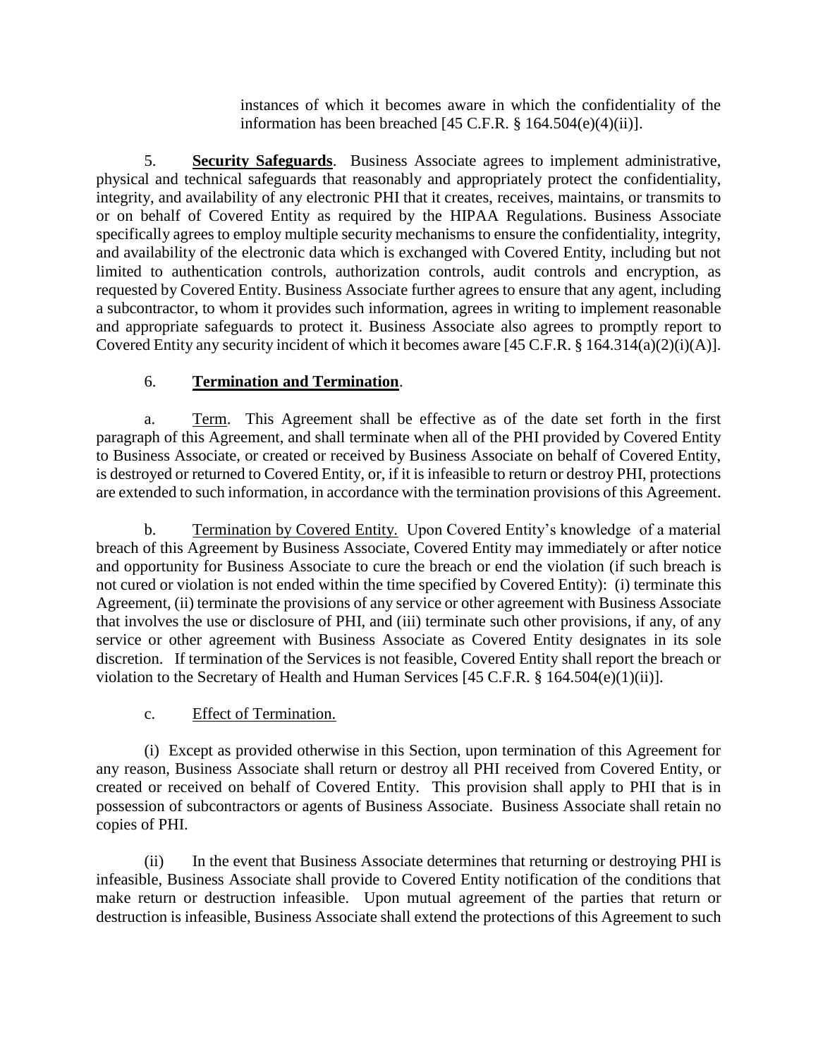instances of which it becomes aware in which the confidentiality of the information has been breached [45 C.F.R. § 164.504(e)(4)(ii)].

5. **Security Safeguards**. Business Associate agrees to implement administrative, physical and technical safeguards that reasonably and appropriately protect the confidentiality, integrity, and availability of any electronic PHI that it creates, receives, maintains, or transmits to or on behalf of Covered Entity as required by the HIPAA Regulations. Business Associate specifically agrees to employ multiple security mechanisms to ensure the confidentiality, integrity, and availability of the electronic data which is exchanged with Covered Entity, including but not limited to authentication controls, authorization controls, audit controls and encryption, as requested by Covered Entity. Business Associate further agrees to ensure that any agent, including a subcontractor, to whom it provides such information, agrees in writing to implement reasonable and appropriate safeguards to protect it. Business Associate also agrees to promptly report to Covered Entity any security incident of which it becomes aware [45 C.F.R. § 164.314(a)(2)(i)(A)].

6. **Termination and Termination**.

a. Term. This Agreement shall be effective as of the date set forth in the first paragraph of this Agreement, and shall terminate when all of the PHI provided by Covered Entity to Business Associate, or created or received by Business Associate on behalf of Covered Entity, is destroyed or returned to Covered Entity, or, if it is infeasible to return or destroy PHI, protections are extended to such information, in accordance with the termination provisions of this Agreement.

b. Termination by Covered Entity. Upon Covered Entity's knowledge of a material breach of this Agreement by Business Associate, Covered Entity may immediately or after notice and opportunity for Business Associate to cure the breach or end the violation (if such breach is not cured or violation is not ended within the time specified by Covered Entity): (i) terminate this Agreement, (ii) terminate the provisions of any service or other agreement with Business Associate that involves the use or disclosure of PHI, and (iii) terminate such other provisions, if any, of any service or other agreement with Business Associate as Covered Entity designates in its sole discretion. If termination of the Services is not feasible, Covered Entity shall report the breach or violation to the Secretary of Health and Human Services [45 C.F.R. § 164.504(e)(1)(ii)].

c. Effect of Termination.

(i) Except as provided otherwise in this Section, upon termination of this Agreement for any reason, Business Associate shall return or destroy all PHI received from Covered Entity, or created or received on behalf of Covered Entity. This provision shall apply to PHI that is in possession of subcontractors or agents of Business Associate. Business Associate shall retain no copies of PHI.

(ii) In the event that Business Associate determines that returning or destroying PHI is infeasible, Business Associate shall provide to Covered Entity notification of the conditions that make return or destruction infeasible. Upon mutual agreement of the parties that return or destruction is infeasible, Business Associate shall extend the protections of this Agreement to such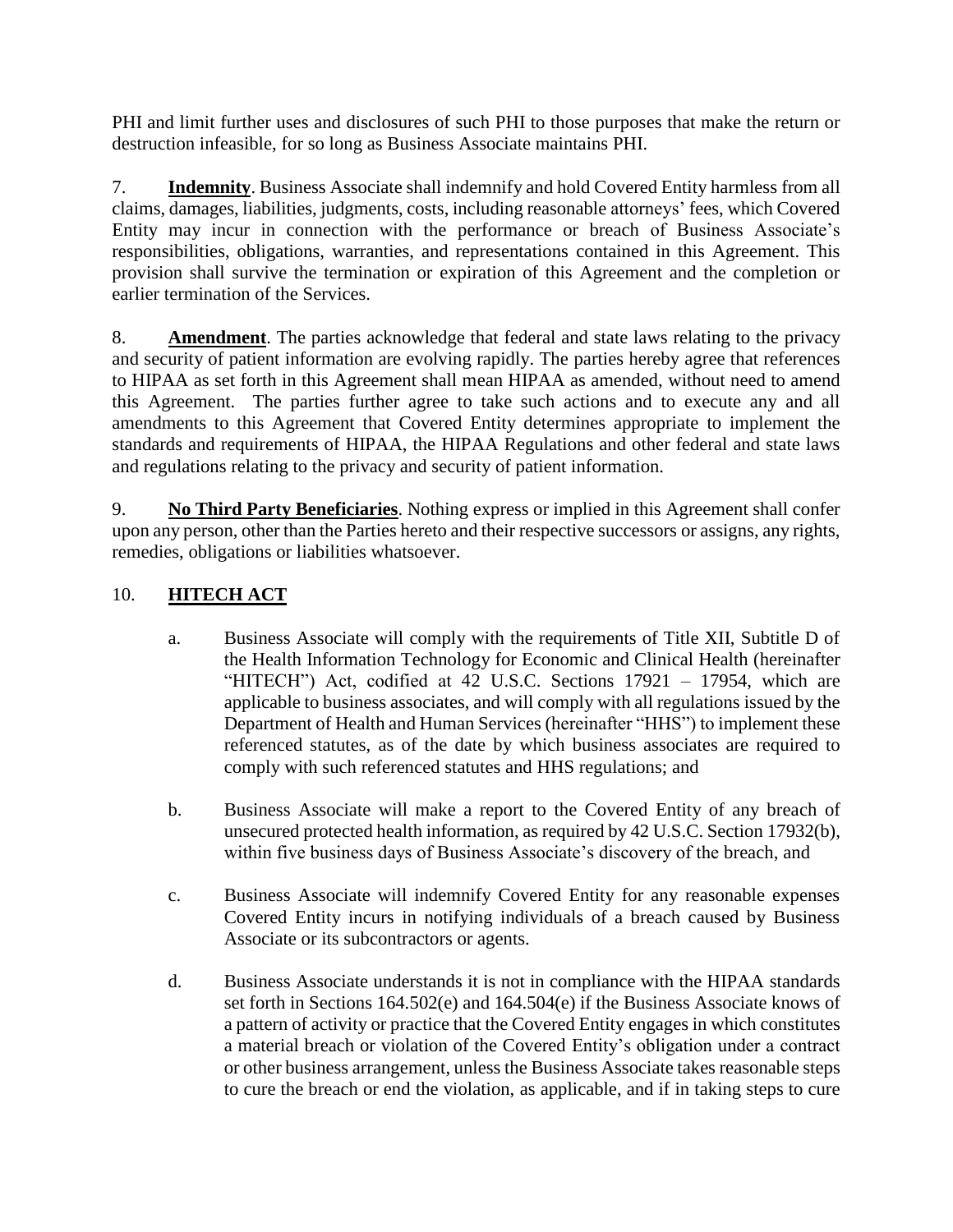PHI and limit further uses and disclosures of such PHI to those purposes that make the return or destruction infeasible, for so long as Business Associate maintains PHI.

7. **Indemnity**. Business Associate shall indemnify and hold Covered Entity harmless from all claims, damages, liabilities, judgments, costs, including reasonable attorneys' fees, which Covered Entity may incur in connection with the performance or breach of Business Associate's responsibilities, obligations, warranties, and representations contained in this Agreement. This provision shall survive the termination or expiration of this Agreement and the completion or earlier termination of the Services.

8. **Amendment**. The parties acknowledge that federal and state laws relating to the privacy and security of patient information are evolving rapidly. The parties hereby agree that references to HIPAA as set forth in this Agreement shall mean HIPAA as amended, without need to amend this Agreement. The parties further agree to take such actions and to execute any and all amendments to this Agreement that Covered Entity determines appropriate to implement the standards and requirements of HIPAA, the HIPAA Regulations and other federal and state laws and regulations relating to the privacy and security of patient information.

9. **No Third Party Beneficiaries**. Nothing express or implied in this Agreement shall confer upon any person, other than the Parties hereto and their respective successors or assigns, any rights, remedies, obligations or liabilities whatsoever.

10. **HITECH ACT**

a. Business Associate will comply with the requirements of Title XII, Subtitle D of the Health Information Technology for Economic and Clinical Health (hereinafter "HITECH") Act, codified at 42 U.S.C. Sections 17921 – 17954, which are applicable to business associates, and will comply with all regulations issued by the Department of Health and Human Services (hereinafter "HHS") to implement these referenced statutes, as of the date by which business associates are required to comply with such referenced statutes and HHS regulations; and

b. Business Associate will make a report to the Covered Entity of any breach of unsecured protected health information, as required by 42 U.S.C. Section 17932(b), within five business days of Business Associate's discovery of the breach, and

c. Business Associate will indemnify Covered Entity for any reasonable expenses Covered Entity incurs in notifying individuals of a breach caused by Business Associate or its subcontractors or agents.

d. Business Associate understands it is not in compliance with the HIPAA standards set forth in Sections 164.502(e) and 164.504(e) if the Business Associate knows of a pattern of activity or practice that the Covered Entity engages in which constitutes a material breach or violation of the Covered Entity's obligation under a contract or other business arrangement, unless the Business Associate takes reasonable steps to cure the breach or end the violation, as applicable, and if in taking steps to cure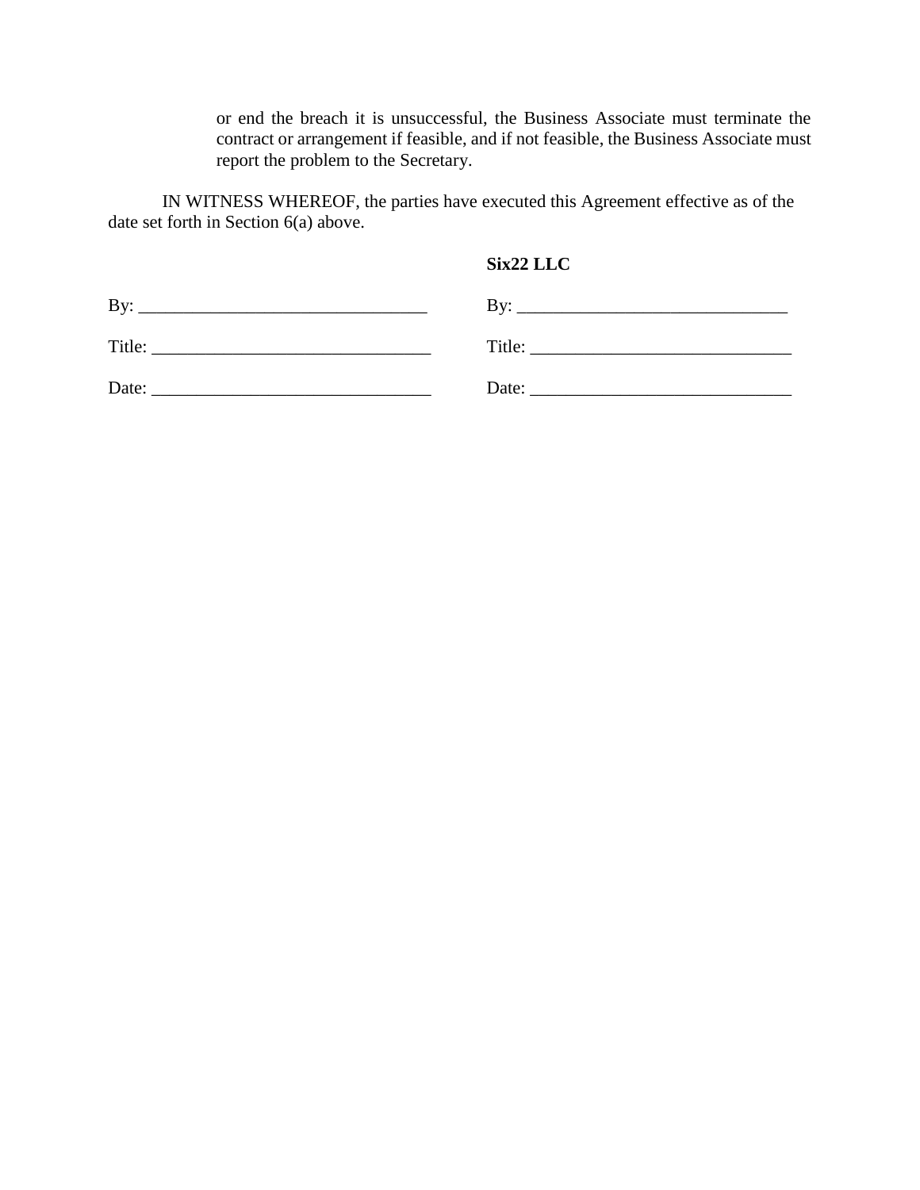or end the breach it is unsuccessful, the Business Associate must terminate the contract or arrangement if feasible, and if not feasible, the Business Associate must report the problem to the Secretary.

IN WITNESS WHEREOF, the parties have executed this Agreement effective as of the date set forth in Section 6(a) above.

| | |
|---|---|
| | **Six22 LLC** |
| By: ________________________________ | By: ______________________________ |
| Title: _______________________________ | Title: _____________________________ |
| Date: _______________________________ | Date: _____________________________ |